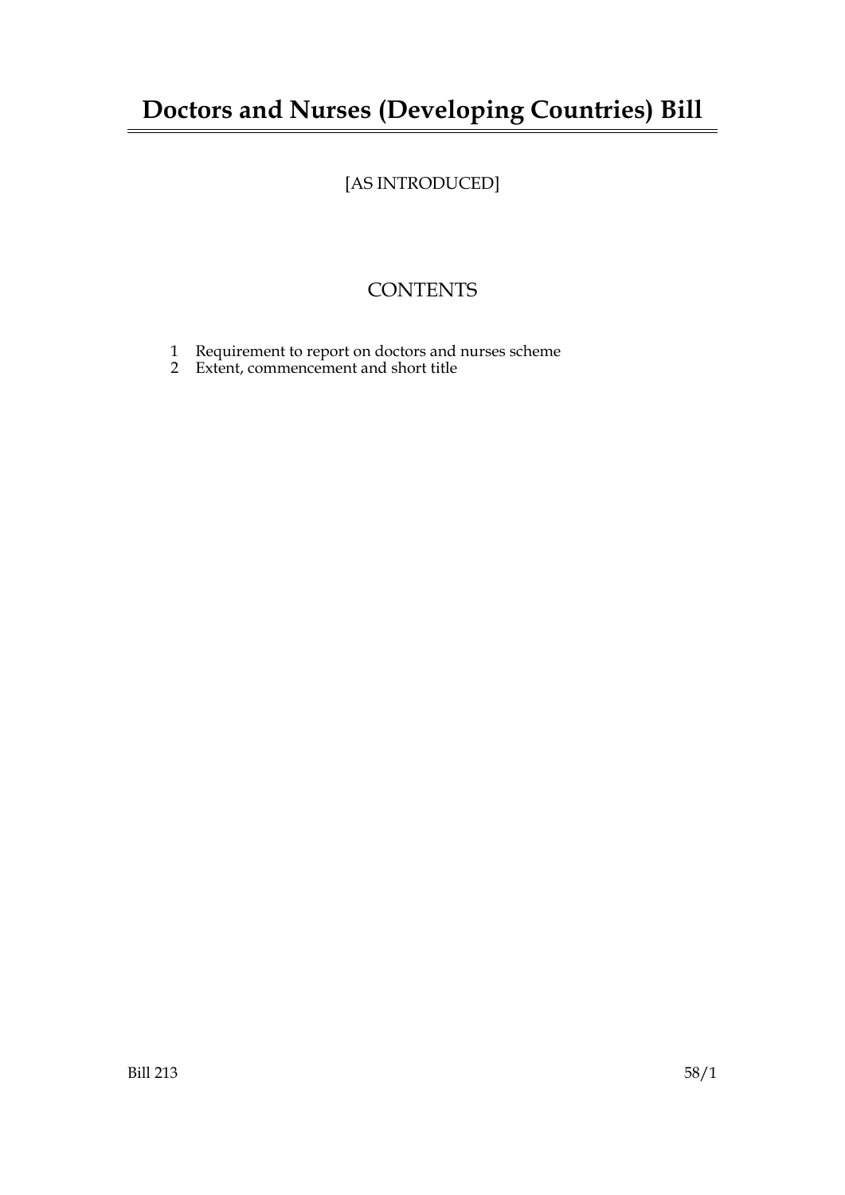# Doctors and Nurses (Developing Countries) Bill

[AS INTRODUCED]

## CONTENTS

1 Requirement to report on doctors and nurses scheme
2 Extent, commencement and short title

Bill 213 58/1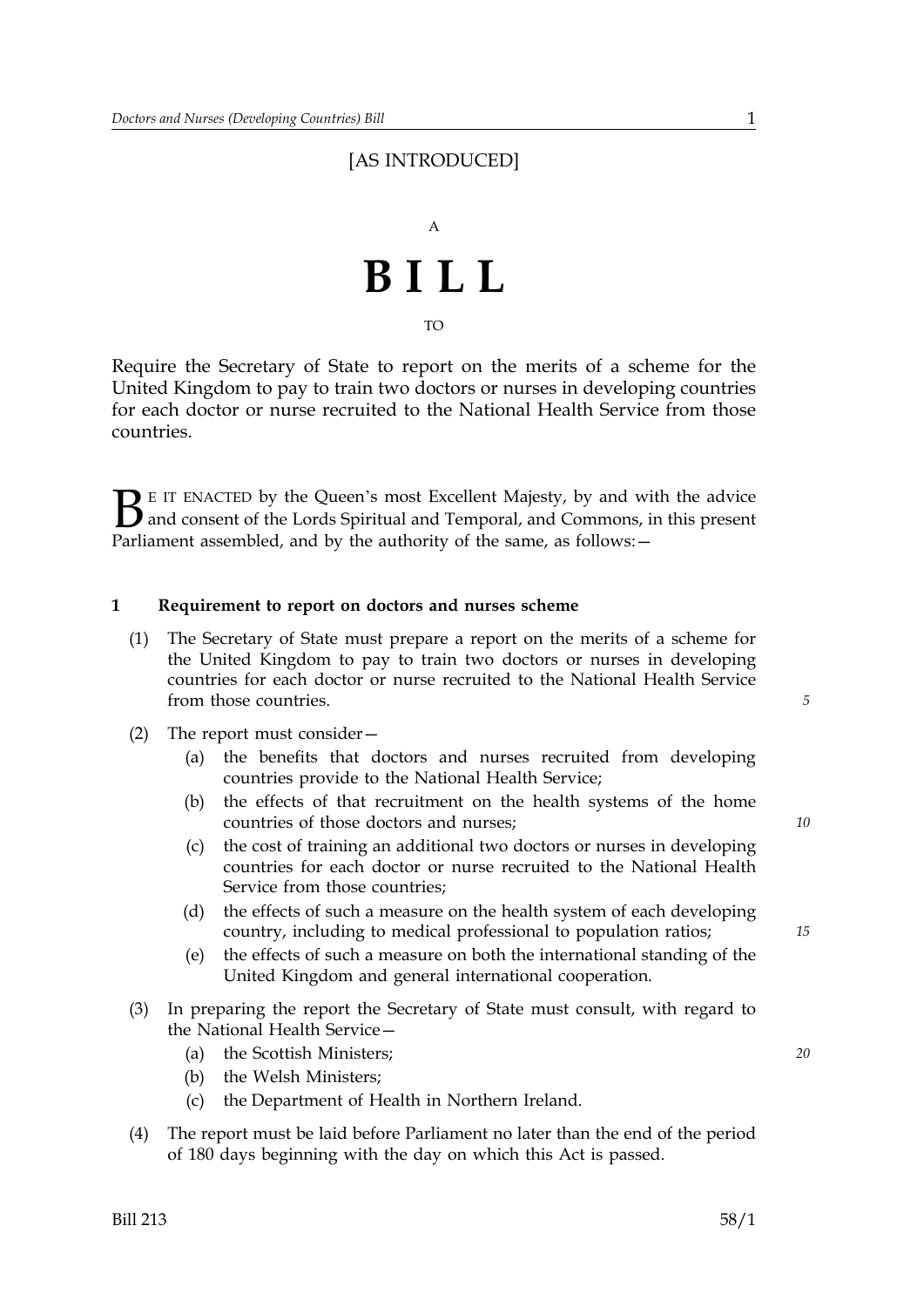[AS INTRODUCED]

A

# BILL

TO

Require the Secretary of State to report on the merits of a scheme for the United Kingdom to pay to train two doctors or nurses in developing countries for each doctor or nurse recruited to the National Health Service from those countries.

BE IT ENACTED by the Queen's most Excellent Majesty, by and with the advice and consent of the Lords Spiritual and Temporal, and Commons, in this present Parliament assembled, and by the authority of the same, as follows:—

**1 Requirement to report on doctors and nurses scheme**

(1) The Secretary of State must prepare a report on the merits of a scheme for the United Kingdom to pay to train two doctors or nurses in developing countries for each doctor or nurse recruited to the National Health Service from those countries.

(2) The report must consider—

(a) the benefits that doctors and nurses recruited from developing countries provide to the National Health Service;

(b) the effects of that recruitment on the health systems of the home countries of those doctors and nurses;

(c) the cost of training an additional two doctors or nurses in developing countries for each doctor or nurse recruited to the National Health Service from those countries;

(d) the effects of such a measure on the health system of each developing country, including to medical professional to population ratios;

(e) the effects of such a measure on both the international standing of the United Kingdom and general international cooperation.

(3) In preparing the report the Secretary of State must consult, with regard to the National Health Service—

(a) the Scottish Ministers;

(b) the Welsh Ministers;

(c) the Department of Health in Northern Ireland.

(4) The report must be laid before Parliament no later than the end of the period of 180 days beginning with the day on which this Act is passed.

Bill 213 58/1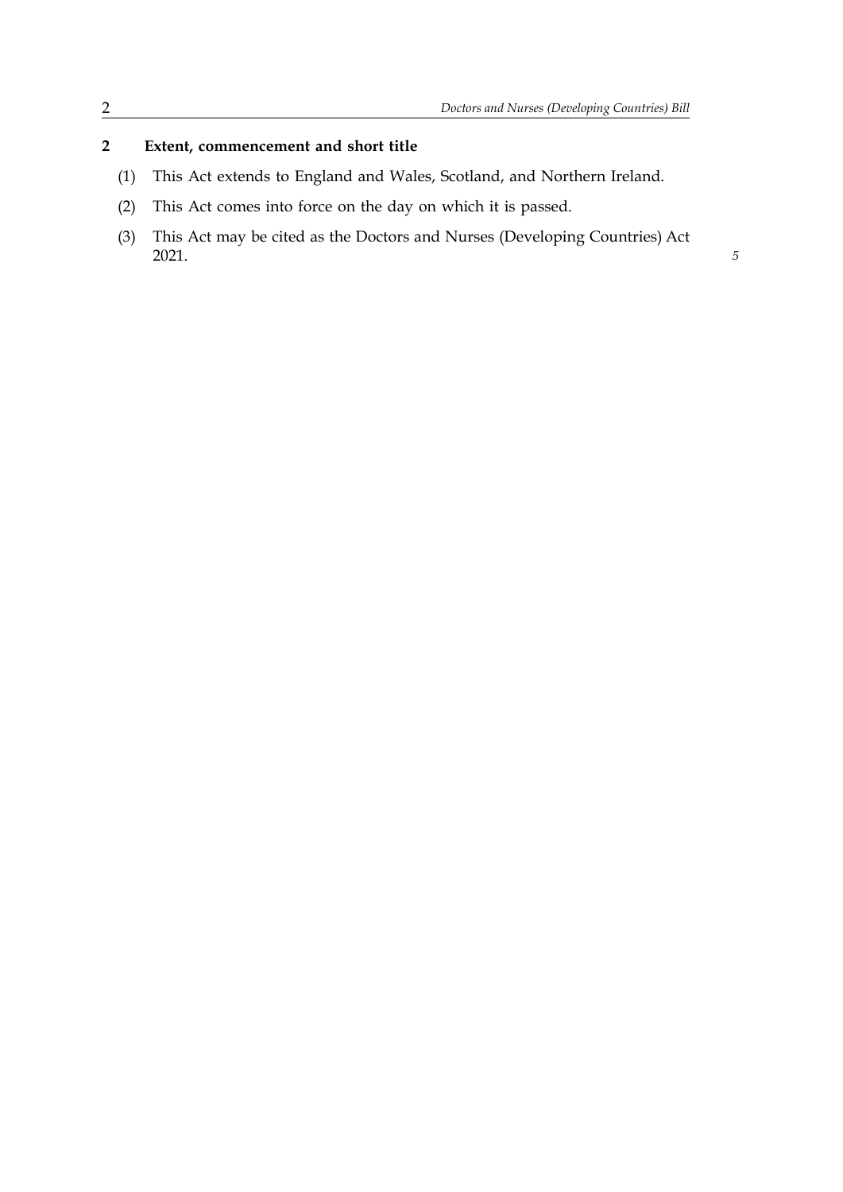## 2 Extent, commencement and short title

(1) This Act extends to England and Wales, Scotland, and Northern Ireland.

(2) This Act comes into force on the day on which it is passed.

(3) This Act may be cited as the Doctors and Nurses (Developing Countries) Act 2021.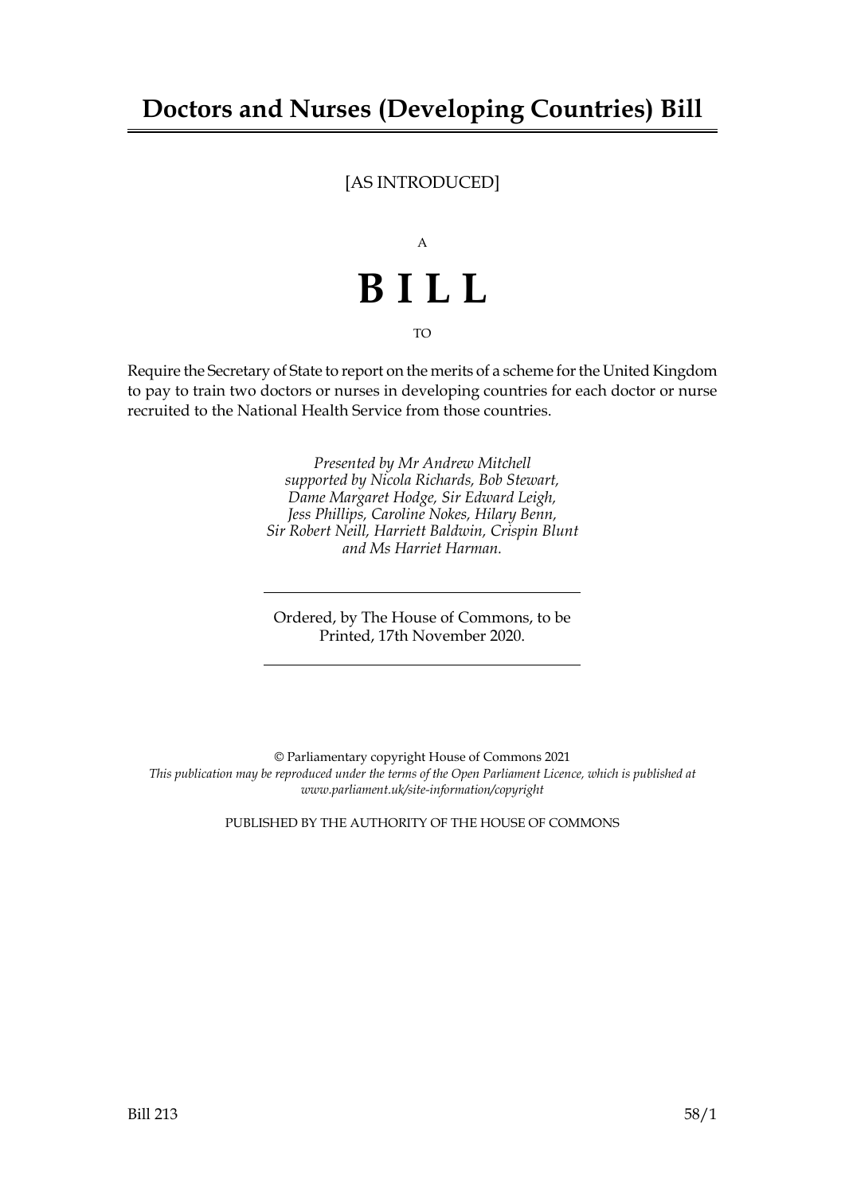# Doctors and Nurses (Developing Countries) Bill

[AS INTRODUCED]

A

# B I L L

TO

Require the Secretary of State to report on the merits of a scheme for the United Kingdom to pay to train two doctors or nurses in developing countries for each doctor or nurse recruited to the National Health Service from those countries.

*Presented by Mr Andrew Mitchell supported by Nicola Richards, Bob Stewart, Dame Margaret Hodge, Sir Edward Leigh, Jess Phillips, Caroline Nokes, Hilary Benn, Sir Robert Neill, Harriett Baldwin, Crispin Blunt and Ms Harriet Harman.*

---

Ordered, by The House of Commons, to be Printed, 17th November 2020.

---

© Parliamentary copyright House of Commons 2021

*This publication may be reproduced under the terms of the Open Parliament Licence, which is published at www.parliament.uk/site-information/copyright*

PUBLISHED BY THE AUTHORITY OF THE HOUSE OF COMMONS

Bill 213 58/1